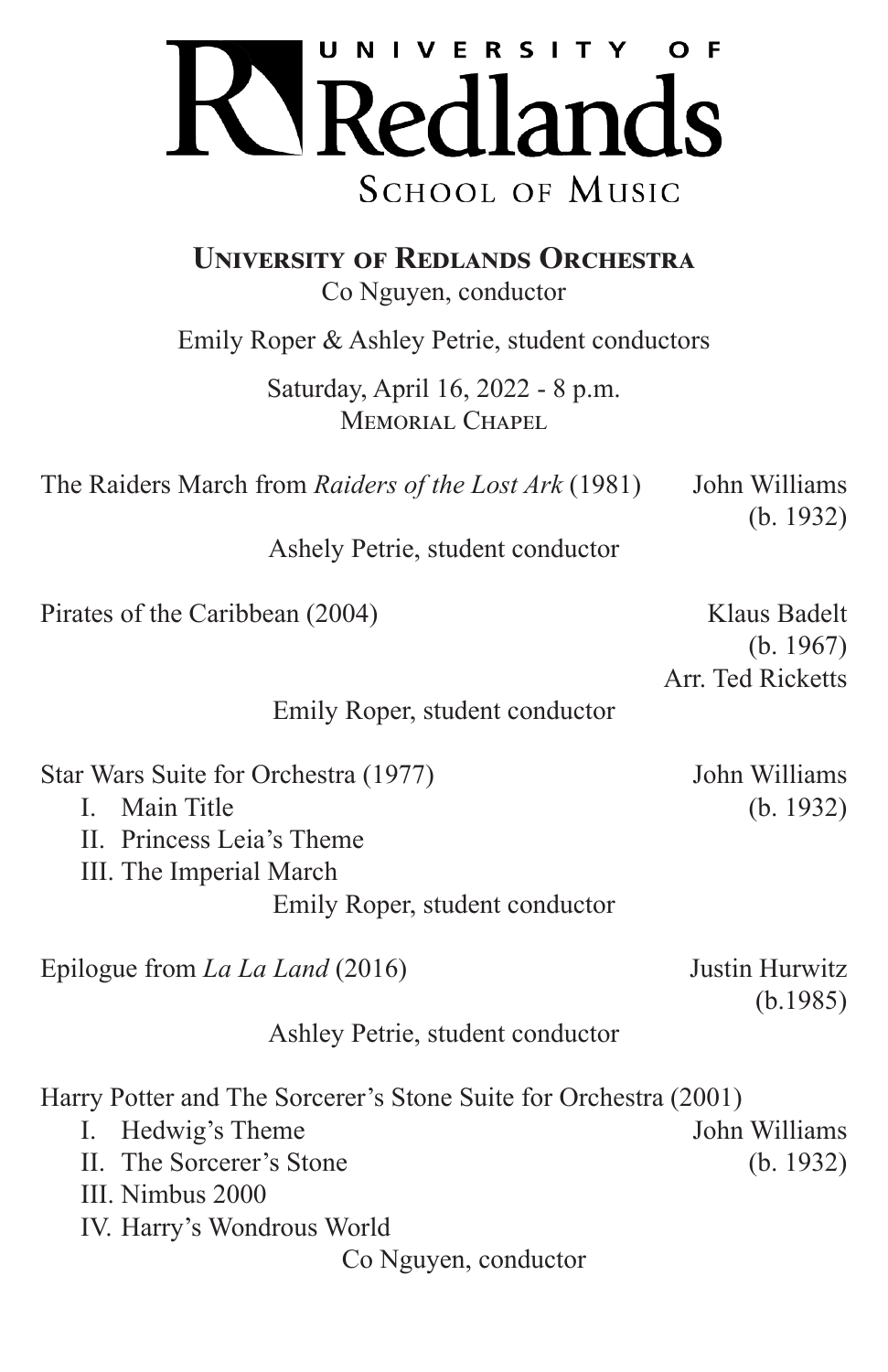# UNIVERSITY OF Redlands

SCHOOL OF MUSIC

## University of Redlands Orchestra

Co Nguyen, conductor

Emily Roper & Ashley Petrie, student conductors

Saturday, April 16, 2022 - 8 p.m.
Memorial Chapel

The Raiders March from *Raiders of the Lost Ark* (1981) — John Williams (b. 1932)

Ashely Petrie, student conductor

Pirates of the Caribbean (2004) — Klaus Badelt (b. 1967), Arr. Ted Ricketts

Emily Roper, student conductor

Star Wars Suite for Orchestra (1977) — John Williams (b. 1932)

I. Main Title
II. Princess Leia's Theme
III. The Imperial March

Emily Roper, student conductor

Epilogue from *La La Land* (2016) — Justin Hurwitz (b.1985)

Ashley Petrie, student conductor

Harry Potter and The Sorcerer's Stone Suite for Orchestra (2001) — John Williams (b. 1932)

I. Hedwig's Theme
II. The Sorcerer's Stone
III. Nimbus 2000
IV. Harry's Wondrous World

Co Nguyen, conductor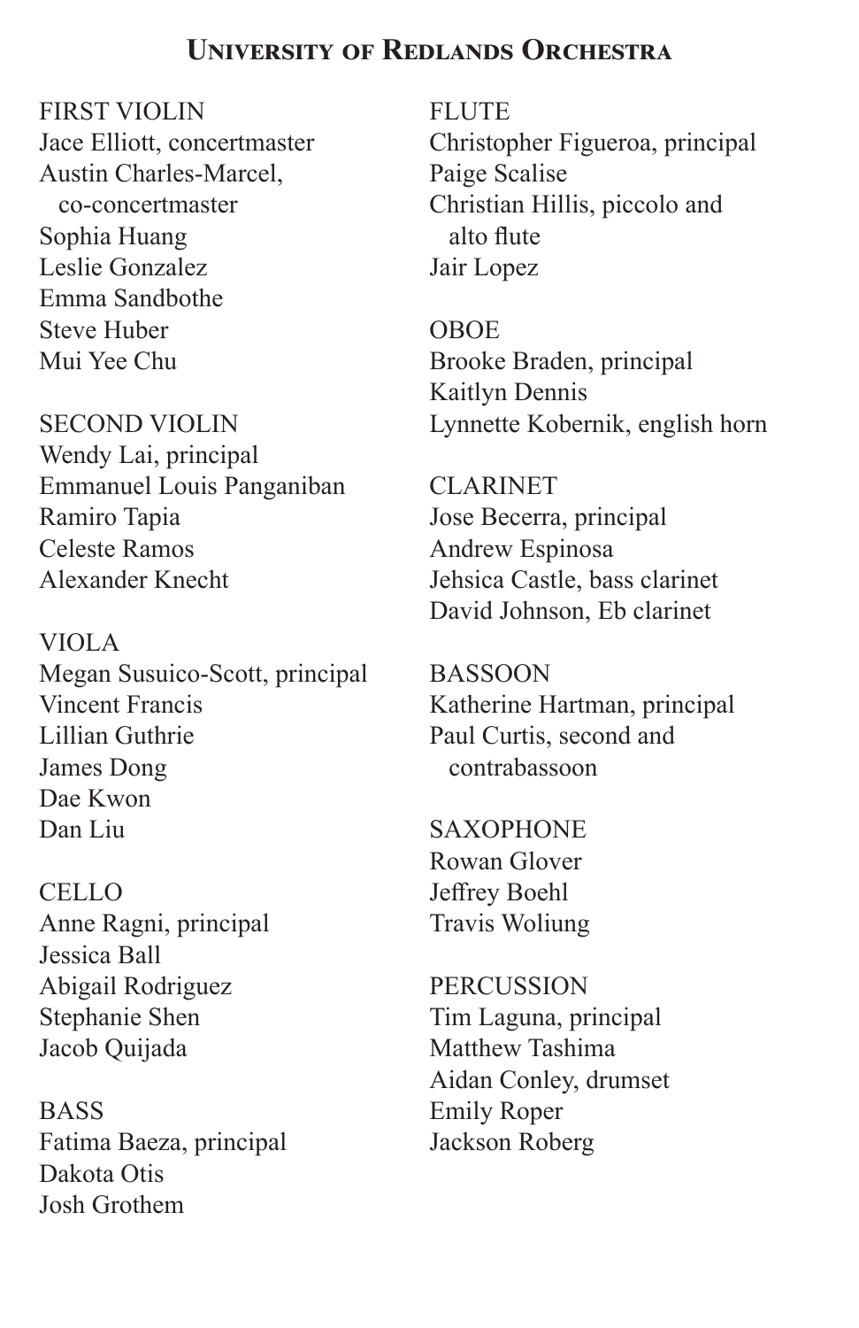## University of Redlands Orchestra

FIRST VIOLIN
Jace Elliott, concertmaster
Austin Charles-Marcel, co-concertmaster
Sophia Huang
Leslie Gonzalez
Emma Sandbothe
Steve Huber
Mui Yee Chu

SECOND VIOLIN
Wendy Lai, principal
Emmanuel Louis Panganiban
Ramiro Tapia
Celeste Ramos
Alexander Knecht

VIOLA
Megan Susuico-Scott, principal
Vincent Francis
Lillian Guthrie
James Dong
Dae Kwon
Dan Liu

CELLO
Anne Ragni, principal
Jessica Ball
Abigail Rodriguez
Stephanie Shen
Jacob Quijada

BASS
Fatima Baeza, principal
Dakota Otis
Josh Grothem

FLUTE
Christopher Figueroa, principal
Paige Scalise
Christian Hillis, piccolo and alto flute
Jair Lopez

OBOE
Brooke Braden, principal
Kaitlyn Dennis
Lynnette Kobernik, english horn

CLARINET
Jose Becerra, principal
Andrew Espinosa
Jehsica Castle, bass clarinet
David Johnson, Eb clarinet

BASSOON
Katherine Hartman, principal
Paul Curtis, second and contrabassoon

SAXOPHONE
Rowan Glover
Jeffrey Boehl
Travis Woliung

PERCUSSION
Tim Laguna, principal
Matthew Tashima
Aidan Conley, drumset
Emily Roper
Jackson Roberg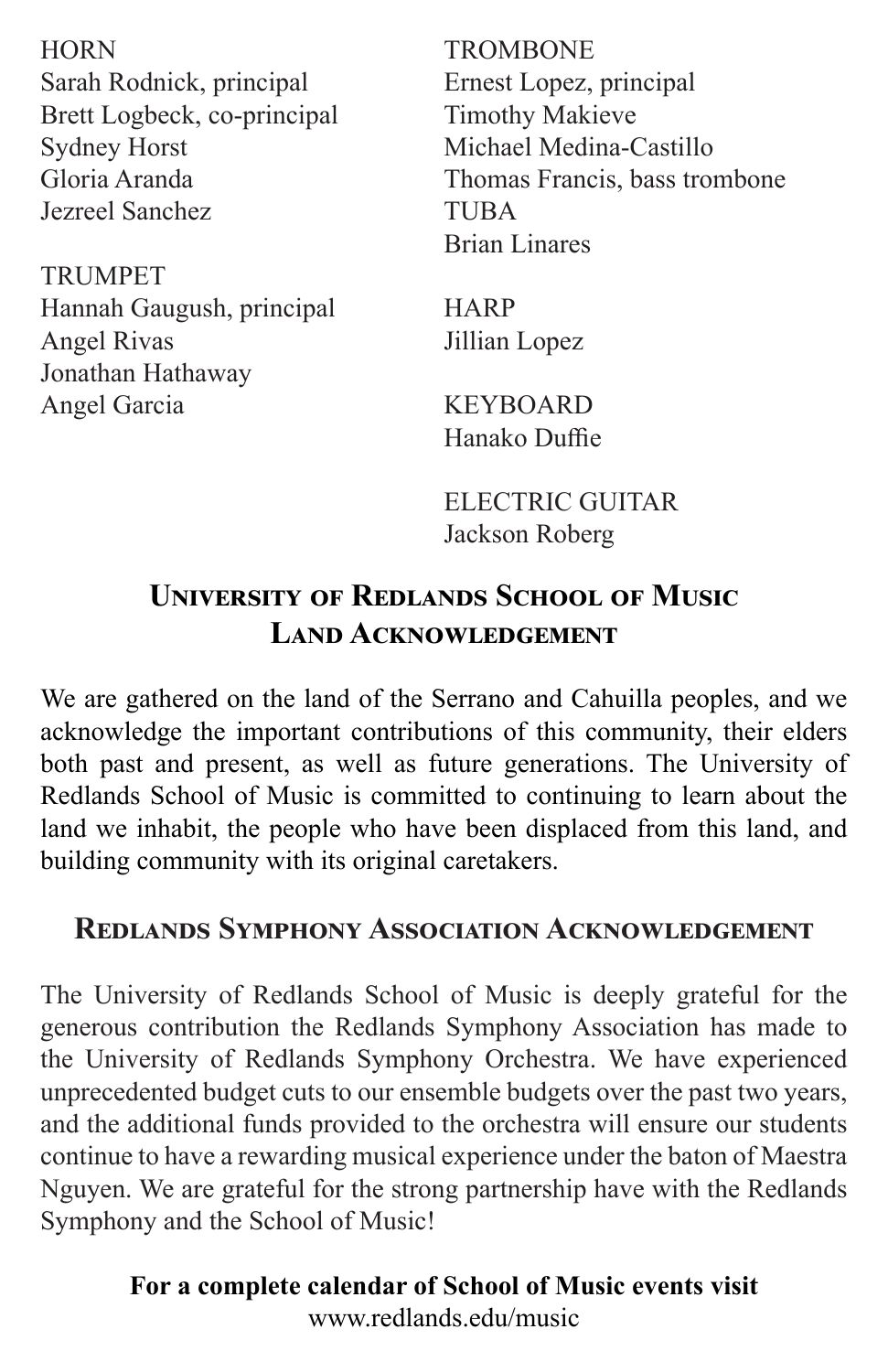HORN
Sarah Rodnick, principal
Brett Logbeck, co-principal
Sydney Horst
Gloria Aranda
Jezreel Sanchez

TRUMPET
Hannah Gaugush, principal
Angel Rivas
Jonathan Hathaway
Angel Garcia

TROMBONE
Ernest Lopez, principal
Timothy Makieve
Michael Medina-Castillo
Thomas Francis, bass trombone

TUBA
Brian Linares

HARP
Jillian Lopez

KEYBOARD
Hanako Duffie

ELECTRIC GUITAR
Jackson Roberg

## University of Redlands School of Music Land Acknowledgement

We are gathered on the land of the Serrano and Cahuilla peoples, and we acknowledge the important contributions of this community, their elders both past and present, as well as future generations. The University of Redlands School of Music is committed to continuing to learn about the land we inhabit, the people who have been displaced from this land, and building community with its original caretakers.

## Redlands Symphony Association Acknowledgement

The University of Redlands School of Music is deeply grateful for the generous contribution the Redlands Symphony Association has made to the University of Redlands Symphony Orchestra. We have experienced unprecedented budget cuts to our ensemble budgets over the past two years, and the additional funds provided to the orchestra will ensure our students continue to have a rewarding musical experience under the baton of Maestra Nguyen. We are grateful for the strong partnership have with the Redlands Symphony and the School of Music!

**For a complete calendar of School of Music events visit**
www.redlands.edu/music